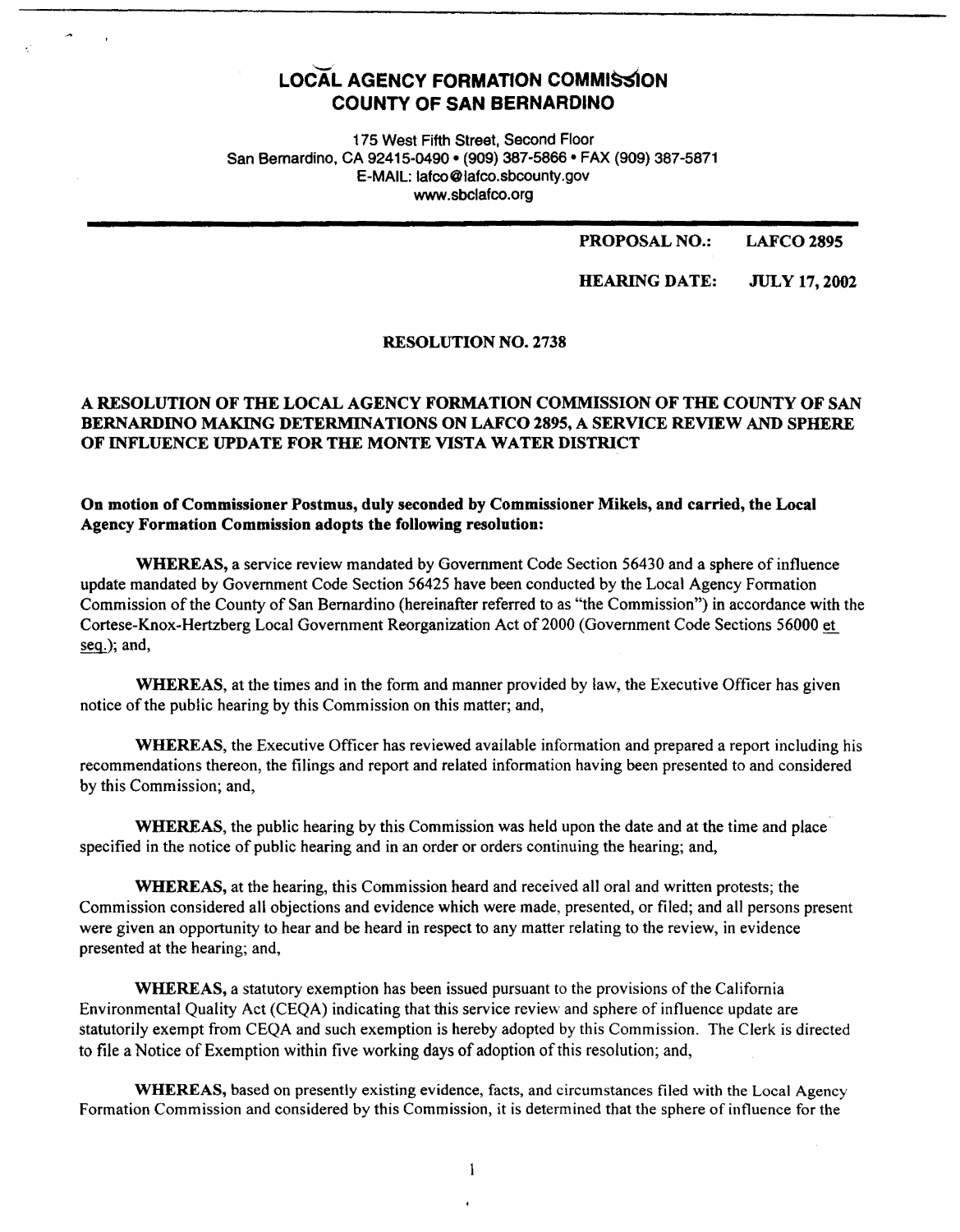# LOCAL AGENCY FORMATION COMMISSION
# COUNTY OF SAN BERNARDINO

175 West Fifth Street, Second Floor
San Bernardino, CA 92415-0490 • (909) 387-5866 • FAX (909) 387-5871
E-MAIL: lafco@lafco.sbcounty.gov
www.sbclafco.org

**PROPOSAL NO.:** **LAFCO 2895**

**HEARING DATE:** **JULY 17, 2002**

**RESOLUTION NO. 2738**

**A RESOLUTION OF THE LOCAL AGENCY FORMATION COMMISSION OF THE COUNTY OF SAN BERNARDINO MAKING DETERMINATIONS ON LAFCO 2895, A SERVICE REVIEW AND SPHERE OF INFLUENCE UPDATE FOR THE MONTE VISTA WATER DISTRICT**

**On motion of Commissioner Postmus, duly seconded by Commissioner Mikels, and carried, the Local Agency Formation Commission adopts the following resolution:**

**WHEREAS,** a service review mandated by Government Code Section 56430 and a sphere of influence update mandated by Government Code Section 56425 have been conducted by the Local Agency Formation Commission of the County of San Bernardino (hereinafter referred to as "the Commission") in accordance with the Cortese-Knox-Hertzberg Local Government Reorganization Act of 2000 (Government Code Sections 56000 et seq.); and,

**WHEREAS,** at the times and in the form and manner provided by law, the Executive Officer has given notice of the public hearing by this Commission on this matter; and,

**WHEREAS,** the Executive Officer has reviewed available information and prepared a report including his recommendations thereon, the filings and report and related information having been presented to and considered by this Commission; and,

**WHEREAS,** the public hearing by this Commission was held upon the date and at the time and place specified in the notice of public hearing and in an order or orders continuing the hearing; and,

**WHEREAS,** at the hearing, this Commission heard and received all oral and written protests; the Commission considered all objections and evidence which were made, presented, or filed; and all persons present were given an opportunity to hear and be heard in respect to any matter relating to the review, in evidence presented at the hearing; and,

**WHEREAS,** a statutory exemption has been issued pursuant to the provisions of the California Environmental Quality Act (CEQA) indicating that this service review and sphere of influence update are statutorily exempt from CEQA and such exemption is hereby adopted by this Commission. The Clerk is directed to file a Notice of Exemption within five working days of adoption of this resolution; and,

**WHEREAS,** based on presently existing evidence, facts, and circumstances filed with the Local Agency Formation Commission and considered by this Commission, it is determined that the sphere of influence for the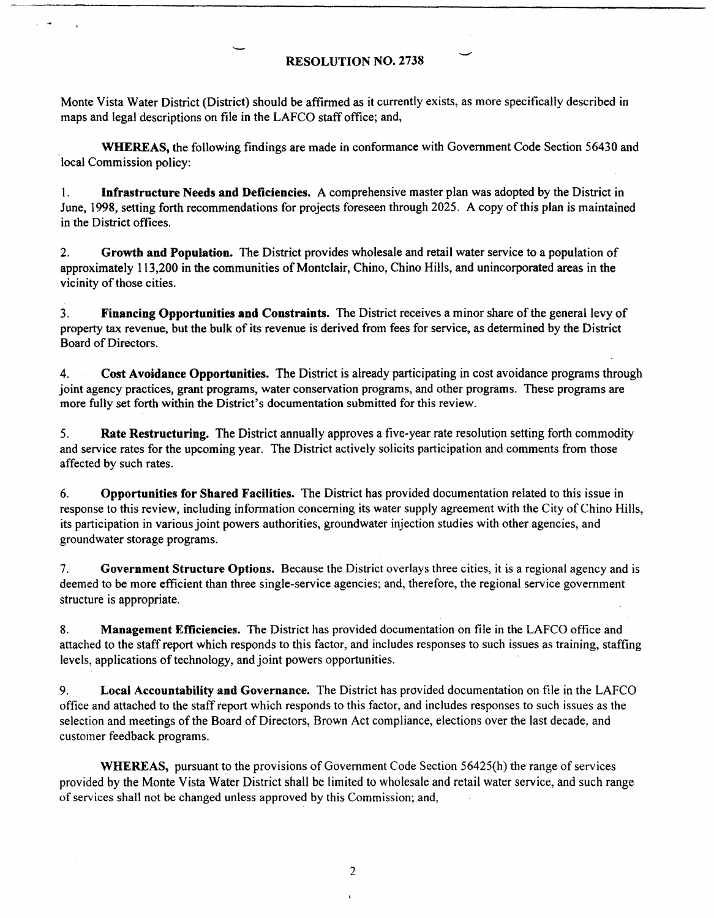**RESOLUTION NO. 2738**

Monte Vista Water District (District) should be affirmed as it currently exists, as more specifically described in maps and legal descriptions on file in the LAFCO staff office; and,

**WHEREAS,** the following findings are made in conformance with Government Code Section 56430 and local Commission policy:

1. **Infrastructure Needs and Deficiencies.** A comprehensive master plan was adopted by the District in June, 1998, setting forth recommendations for projects foreseen through 2025. A copy of this plan is maintained in the District offices.

2. **Growth and Population.** The District provides wholesale and retail water service to a population of approximately 113,200 in the communities of Montclair, Chino, Chino Hills, and unincorporated areas in the vicinity of those cities.

3. **Financing Opportunities and Constraints.** The District receives a minor share of the general levy of property tax revenue, but the bulk of its revenue is derived from fees for service, as determined by the District Board of Directors.

4. **Cost Avoidance Opportunities.** The District is already participating in cost avoidance programs through joint agency practices, grant programs, water conservation programs, and other programs. These programs are more fully set forth within the District's documentation submitted for this review.

5. **Rate Restructuring.** The District annually approves a five-year rate resolution setting forth commodity and service rates for the upcoming year. The District actively solicits participation and comments from those affected by such rates.

6. **Opportunities for Shared Facilities.** The District has provided documentation related to this issue in response to this review, including information concerning its water supply agreement with the City of Chino Hills, its participation in various joint powers authorities, groundwater injection studies with other agencies, and groundwater storage programs.

7. **Government Structure Options.** Because the District overlays three cities, it is a regional agency and is deemed to be more efficient than three single-service agencies; and, therefore, the regional service government structure is appropriate.

8. **Management Efficiencies.** The District has provided documentation on file in the LAFCO office and attached to the staff report which responds to this factor, and includes responses to such issues as training, staffing levels, applications of technology, and joint powers opportunities.

9. **Local Accountability and Governance.** The District has provided documentation on file in the LAFCO office and attached to the staff report which responds to this factor, and includes responses to such issues as the selection and meetings of the Board of Directors, Brown Act compliance, elections over the last decade, and customer feedback programs.

**WHEREAS,** pursuant to the provisions of Government Code Section 56425(h) the range of services provided by the Monte Vista Water District shall be limited to wholesale and retail water service, and such range of services shall not be changed unless approved by this Commission; and,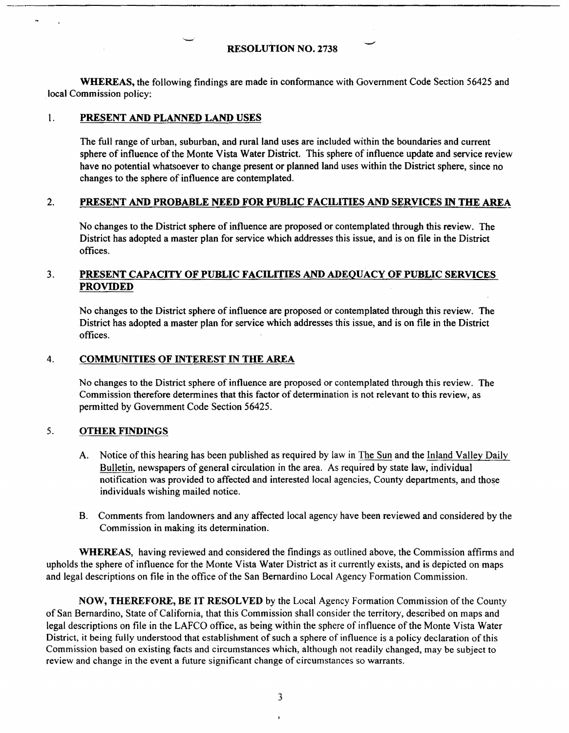**RESOLUTION NO. 2738**

**WHEREAS,** the following findings are made in conformance with Government Code Section 56425 and local Commission policy:

1. **PRESENT AND PLANNED LAND USES**

   The full range of urban, suburban, and rural land uses are included within the boundaries and current sphere of influence of the Monte Vista Water District. This sphere of influence update and service review have no potential whatsoever to change present or planned land uses within the District sphere, since no changes to the sphere of influence are contemplated.

2. **PRESENT AND PROBABLE NEED FOR PUBLIC FACILITIES AND SERVICES IN THE AREA**

   No changes to the District sphere of influence are proposed or contemplated through this review. The District has adopted a master plan for service which addresses this issue, and is on file in the District offices.

3. **PRESENT CAPACITY OF PUBLIC FACILITIES AND ADEQUACY OF PUBLIC SERVICES PROVIDED**

   No changes to the District sphere of influence are proposed or contemplated through this review. The District has adopted a master plan for service which addresses this issue, and is on file in the District offices.

4. **COMMUNITIES OF INTEREST IN THE AREA**

   No changes to the District sphere of influence are proposed or contemplated through this review. The Commission therefore determines that this factor of determination is not relevant to this review, as permitted by Government Code Section 56425.

5. **OTHER FINDINGS**

   A. Notice of this hearing has been published as required by law in The Sun and the Inland Valley Daily Bulletin, newspapers of general circulation in the area. As required by state law, individual notification was provided to affected and interested local agencies, County departments, and those individuals wishing mailed notice.

   B. Comments from landowners and any affected local agency have been reviewed and considered by the Commission in making its determination.

**WHEREAS,** having reviewed and considered the findings as outlined above, the Commission affirms and upholds the sphere of influence for the Monte Vista Water District as it currently exists, and is depicted on maps and legal descriptions on file in the office of the San Bernardino Local Agency Formation Commission.

**NOW, THEREFORE, BE IT RESOLVED** by the Local Agency Formation Commission of the County of San Bernardino, State of California, that this Commission shall consider the territory, described on maps and legal descriptions on file in the LAFCO office, as being within the sphere of influence of the Monte Vista Water District, it being fully understood that establishment of such a sphere of influence is a policy declaration of this Commission based on existing facts and circumstances which, although not readily changed, may be subject to review and change in the event a future significant change of circumstances so warrants.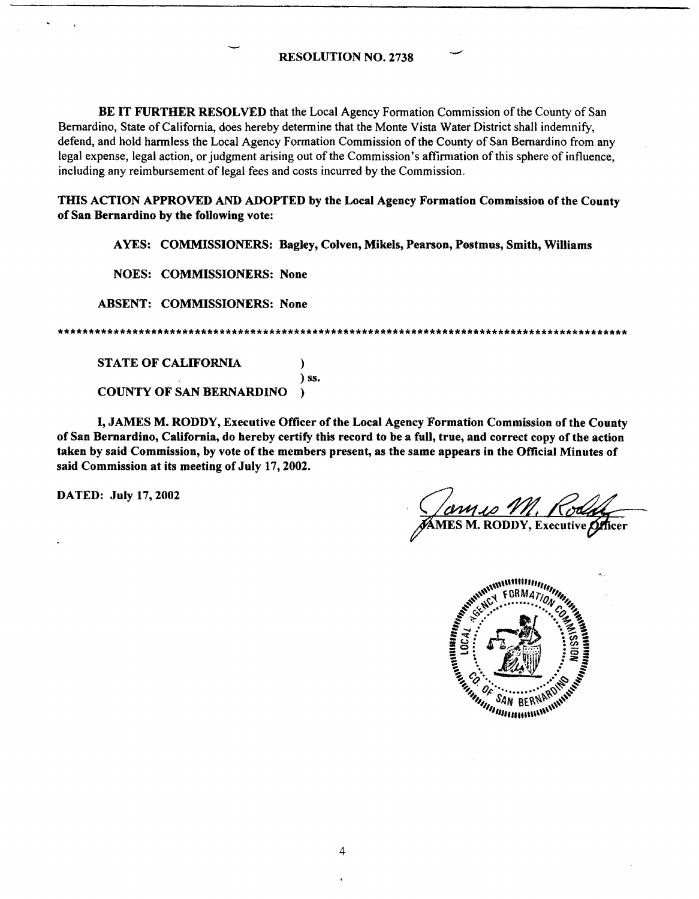RESOLUTION NO. 2738

**BE IT FURTHER RESOLVED** that the Local Agency Formation Commission of the County of San Bernardino, State of California, does hereby determine that the Monte Vista Water District shall indemnify, defend, and hold harmless the Local Agency Formation Commission of the County of San Bernardino from any legal expense, legal action, or judgment arising out of the Commission's affirmation of this sphere of influence, including any reimbursement of legal fees and costs incurred by the Commission.

**THIS ACTION APPROVED AND ADOPTED by the Local Agency Formation Commission of the County of San Bernardino by the following vote:**

**AYES: COMMISSIONERS: Bagley, Colven, Mikels, Pearson, Postmus, Smith, Williams**

**NOES: COMMISSIONERS: None**

**ABSENT: COMMISSIONERS: None**

*******************************************************************************************

**STATE OF CALIFORNIA )**
**) ss.**
**COUNTY OF SAN BERNARDINO )**

**I, JAMES M. RODDY, Executive Officer of the Local Agency Formation Commission of the County of San Bernardino, California, do hereby certify this record to be a full, true, and correct copy of the action taken by said Commission, by vote of the members present, as the same appears in the Official Minutes of said Commission at its meeting of July 17, 2002.**

**DATED: July 17, 2002**

James M. Roddy
**JAMES M. RODDY, Executive Officer**

LOCAL AGENCY FORMATION COMMISSION CO. OF SAN BERNARDINO